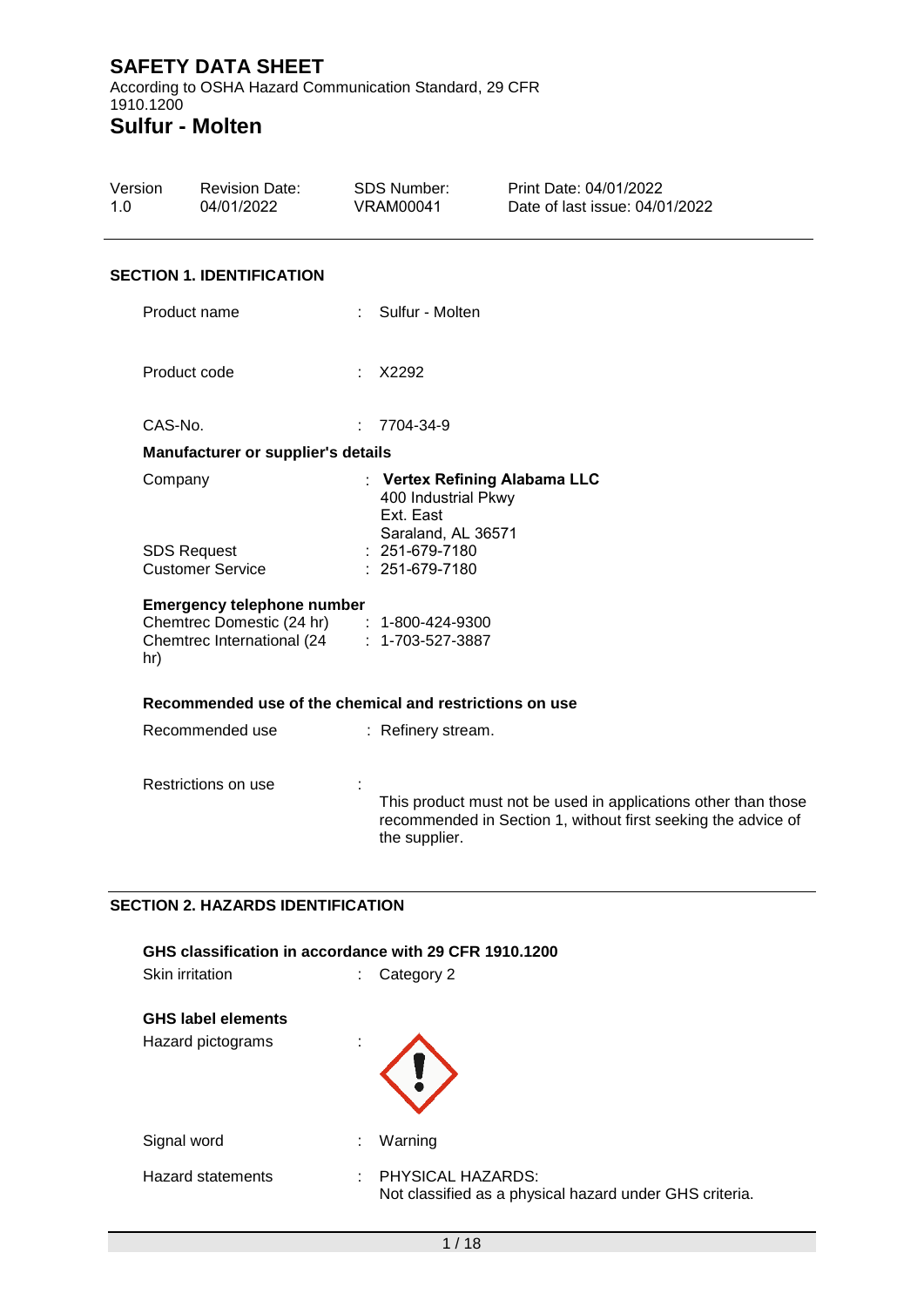# SAFETY DATA SHEET

According to OSHA Hazard Communication Standard, 29 CFR 1910.1200

# Sulfur - Molten

| Version | Revision Date: | SDS Number: | Print Date: 04/01/2022 |
|---|---|---|---|
| 1.0 | 04/01/2022 | VRAM00041 | Date of last issue: 04/01/2022 |

## SECTION 1. IDENTIFICATION

Product name : Sulfur - Molten

Product code : X2292

CAS-No. : 7704-34-9

**Manufacturer or supplier's details**

Company : **Vertex Refining Alabama LLC**
400 Industrial Pkwy
Ext. East
Saraland, AL 36571

SDS Request : 251-679-7180

Customer Service : 251-679-7180

**Emergency telephone number**

Chemtrec Domestic (24 hr) : 1-800-424-9300

Chemtrec International (24 hr) : 1-703-527-3887

**Recommended use of the chemical and restrictions on use**

Recommended use : Refinery stream.

Restrictions on use : This product must not be used in applications other than those recommended in Section 1, without first seeking the advice of the supplier.

## SECTION 2. HAZARDS IDENTIFICATION

**GHS classification in accordance with 29 CFR 1910.1200**

Skin irritation : Category 2

**GHS label elements**

Hazard pictograms :

Signal word : Warning

Hazard statements : PHYSICAL HAZARDS:
Not classified as a physical hazard under GHS criteria.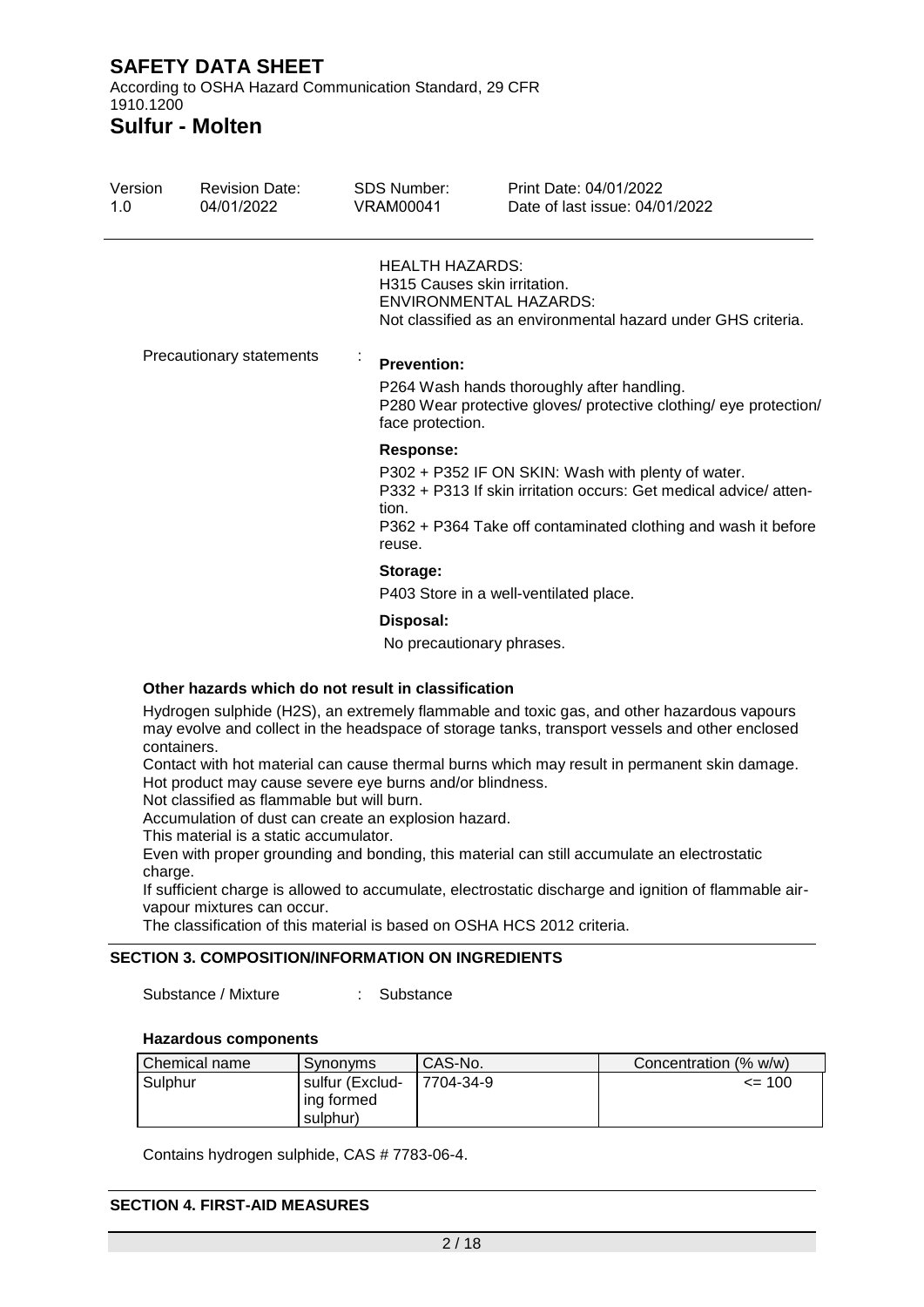HEALTH HAZARDS:
H315 Causes skin irritation.
ENVIRONMENTAL HAZARDS:
Not classified as an environmental hazard under GHS criteria.

Precautionary statements :

**Prevention:**

P264 Wash hands thoroughly after handling.
P280 Wear protective gloves/ protective clothing/ eye protection/ face protection.

**Response:**

P302 + P352 IF ON SKIN: Wash with plenty of water.
P332 + P313 If skin irritation occurs: Get medical advice/ attention.
P362 + P364 Take off contaminated clothing and wash it before reuse.

**Storage:**

P403 Store in a well-ventilated place.

**Disposal:**

No precautionary phrases.

**Other hazards which do not result in classification**

Hydrogen sulphide (H2S), an extremely flammable and toxic gas, and other hazardous vapours may evolve and collect in the headspace of storage tanks, transport vessels and other enclosed containers.
Contact with hot material can cause thermal burns which may result in permanent skin damage.
Hot product may cause severe eye burns and/or blindness.
Not classified as flammable but will burn.
Accumulation of dust can create an explosion hazard.
This material is a static accumulator.
Even with proper grounding and bonding, this material can still accumulate an electrostatic charge.
If sufficient charge is allowed to accumulate, electrostatic discharge and ignition of flammable air-vapour mixtures can occur.
The classification of this material is based on OSHA HCS 2012 criteria.

## SECTION 3. COMPOSITION/INFORMATION ON INGREDIENTS

Substance / Mixture : Substance

**Hazardous components**

| Chemical name | Synonyms | CAS-No. | Concentration (% w/w) |
|---|---|---|---|
| Sulphur | sulfur (Excluding formed sulphur) | 7704-34-9 | <= 100 |

Contains hydrogen sulphide, CAS # 7783-06-4.

## SECTION 4. FIRST-AID MEASURES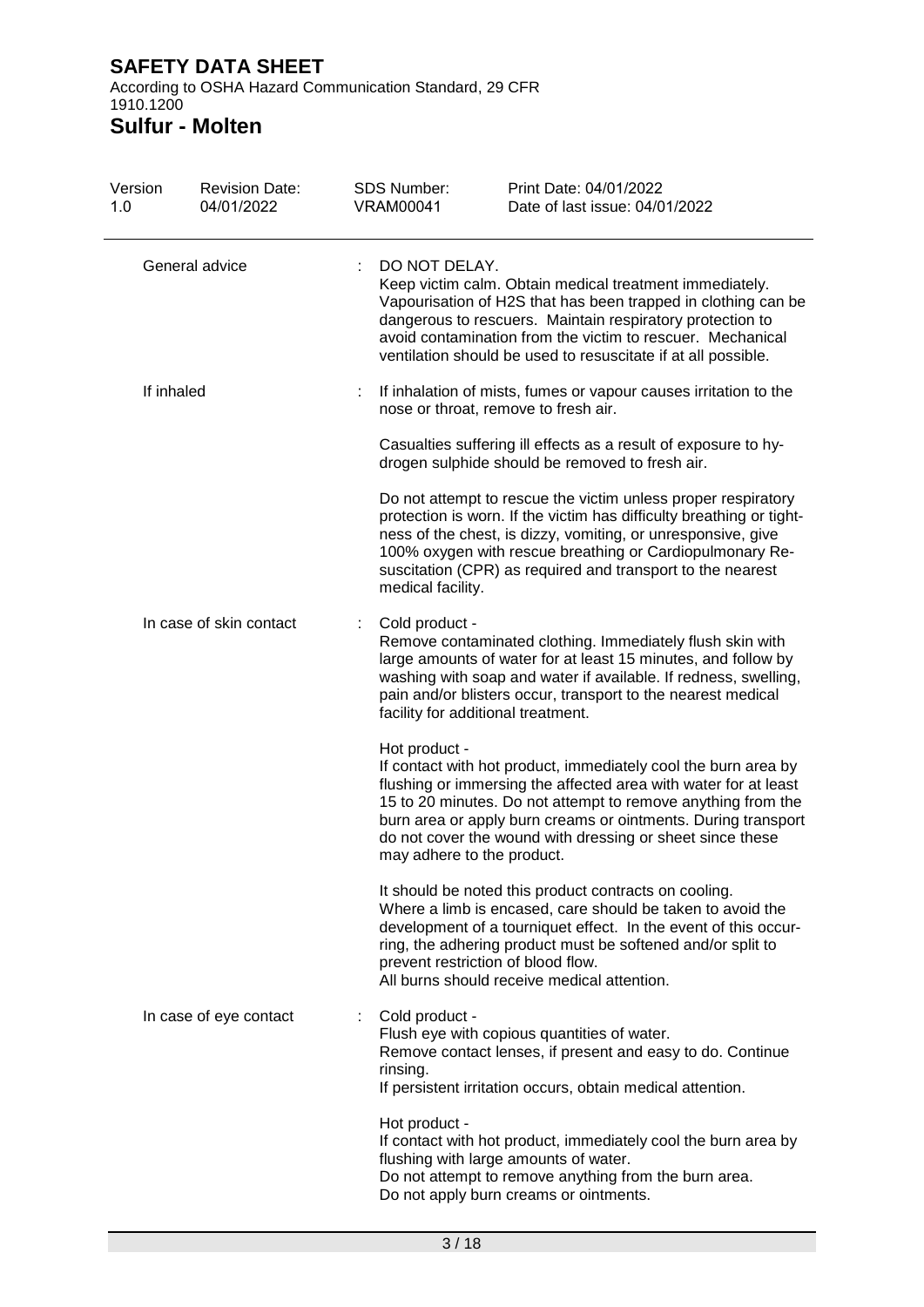| General advice | : | DO NOT DELAY.<br>Keep victim calm. Obtain medical treatment immediately.<br>Vapourisation of $H_2S$ that has been trapped in clothing can be dangerous to rescuers. Maintain respiratory protection to avoid contamination from the victim to rescuer. Mechanical ventilation should be used to resuscitate if at all possible. |
|---|---|---|
| If inhaled | : | If inhalation of mists, fumes or vapour causes irritation to the nose or throat, remove to fresh air.<br><br>Casualties suffering ill effects as a result of exposure to hydrogen sulphide should be removed to fresh air.<br><br>Do not attempt to rescue the victim unless proper respiratory protection is worn. If the victim has difficulty breathing or tightness of the chest, is dizzy, vomiting, or unresponsive, give 100% oxygen with rescue breathing or Cardiopulmonary Resuscitation (CPR) as required and transport to the nearest medical facility. |
| In case of skin contact | : | Cold product -<br>Remove contaminated clothing. Immediately flush skin with large amounts of water for at least 15 minutes, and follow by washing with soap and water if available. If redness, swelling, pain and/or blisters occur, transport to the nearest medical facility for additional treatment.<br><br>Hot product -<br>If contact with hot product, immediately cool the burn area by flushing or immersing the affected area with water for at least 15 to 20 minutes. Do not attempt to remove anything from the burn area or apply burn creams or ointments. During transport do not cover the wound with dressing or sheet since these may adhere to the product.<br><br>It should be noted this product contracts on cooling.<br>Where a limb is encased, care should be taken to avoid the development of a tourniquet effect. In the event of this occurring, the adhering product must be softened and/or split to prevent restriction of blood flow.<br>All burns should receive medical attention. |
| In case of eye contact | : | Cold product -<br>Flush eye with copious quantities of water.<br>Remove contact lenses, if present and easy to do. Continue rinsing.<br>If persistent irritation occurs, obtain medical attention.<br><br>Hot product -<br>If contact with hot product, immediately cool the burn area by flushing with large amounts of water.<br>Do not attempt to remove anything from the burn area.<br>Do not apply burn creams or ointments. |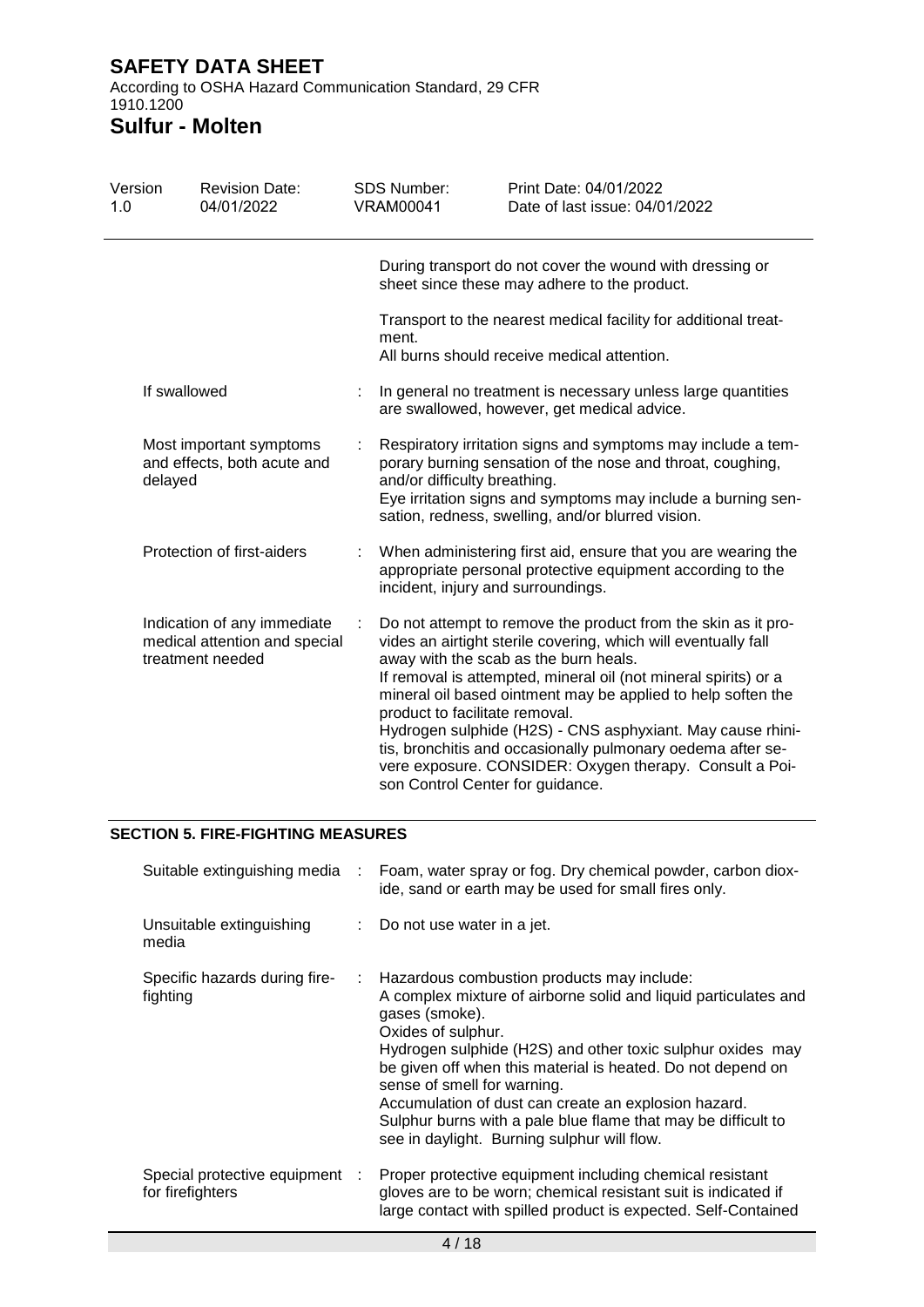| | | |
|---|---|---|
| | | During transport do not cover the wound with dressing or sheet since these may adhere to the product. |
| | | Transport to the nearest medical facility for additional treatment.<br>All burns should receive medical attention. |
| If swallowed | : | In general no treatment is necessary unless large quantities are swallowed, however, get medical advice. |
| Most important symptoms and effects, both acute and delayed | : | Respiratory irritation signs and symptoms may include a temporary burning sensation of the nose and throat, coughing, and/or difficulty breathing.<br>Eye irritation signs and symptoms may include a burning sensation, redness, swelling, and/or blurred vision. |
| Protection of first-aiders | : | When administering first aid, ensure that you are wearing the appropriate personal protective equipment according to the incident, injury and surroundings. |
| Indication of any immediate medical attention and special treatment needed | : | Do not attempt to remove the product from the skin as it provides an airtight sterile covering, which will eventually fall away with the scab as the burn heals.<br>If removal is attempted, mineral oil (not mineral spirits) or a mineral oil based ointment may be applied to help soften the product to facilitate removal.<br>Hydrogen sulphide ($H_2S$) - CNS asphyxiant. May cause rhinitis, bronchitis and occasionally pulmonary oedema after severe exposure. CONSIDER: Oxygen therapy. Consult a Poison Control Center for guidance. |

## SECTION 5. FIRE-FIGHTING MEASURES

| | | |
|---|---|---|
| Suitable extinguishing media | : | Foam, water spray or fog. Dry chemical powder, carbon dioxide, sand or earth may be used for small fires only. |
| Unsuitable extinguishing media | : | Do not use water in a jet. |
| Specific hazards during firefighting | : | Hazardous combustion products may include:<br>A complex mixture of airborne solid and liquid particulates and gases (smoke).<br>Oxides of sulphur.<br>Hydrogen sulphide ($H_2S$) and other toxic sulphur oxides may be given off when this material is heated. Do not depend on sense of smell for warning.<br>Accumulation of dust can create an explosion hazard.<br>Sulphur burns with a pale blue flame that may be difficult to see in daylight. Burning sulphur will flow. |
| Special protective equipment for firefighters | : | Proper protective equipment including chemical resistant gloves are to be worn; chemical resistant suit is indicated if large contact with spilled product is expected. Self-Contained |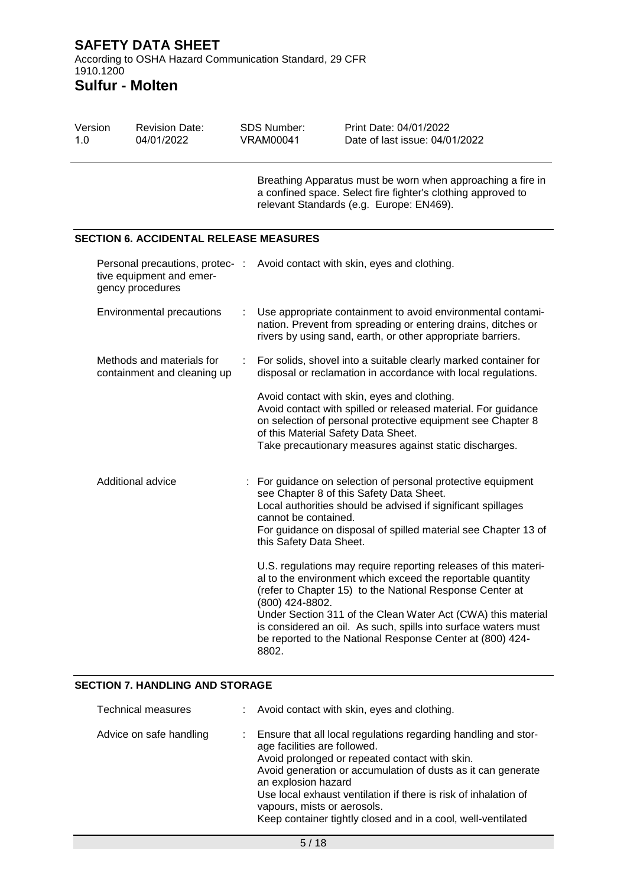Breathing Apparatus must be worn when approaching a fire in a confined space. Select fire fighter's clothing approved to relevant Standards (e.g. Europe: EN469).

## SECTION 6. ACCIDENTAL RELEASE MEASURES

| | |
|---|---|
| Personal precautions, protective equipment and emergency procedures | : Avoid contact with skin, eyes and clothing. |
| Environmental precautions | : Use appropriate containment to avoid environmental contamination. Prevent from spreading or entering drains, ditches or rivers by using sand, earth, or other appropriate barriers. |
| Methods and materials for containment and cleaning up | : For solids, shovel into a suitable clearly marked container for disposal or reclamation in accordance with local regulations.<br><br>Avoid contact with skin, eyes and clothing.<br>Avoid contact with spilled or released material. For guidance on selection of personal protective equipment see Chapter 8 of this Material Safety Data Sheet.<br>Take precautionary measures against static discharges. |
| Additional advice | : For guidance on selection of personal protective equipment see Chapter 8 of this Safety Data Sheet.<br>Local authorities should be advised if significant spillages cannot be contained.<br>For guidance on disposal of spilled material see Chapter 13 of this Safety Data Sheet.<br><br>U.S. regulations may require reporting releases of this material to the environment which exceed the reportable quantity (refer to Chapter 15) to the National Response Center at (800) 424-8802.<br>Under Section 311 of the Clean Water Act (CWA) this material is considered an oil. As such, spills into surface waters must be reported to the National Response Center at (800) 424-8802. |

## SECTION 7. HANDLING AND STORAGE

| | |
|---|---|
| Technical measures | : Avoid contact with skin, eyes and clothing. |
| Advice on safe handling | : Ensure that all local regulations regarding handling and storage facilities are followed.<br>Avoid prolonged or repeated contact with skin.<br>Avoid generation or accumulation of dusts as it can generate an explosion hazard<br>Use local exhaust ventilation if there is risk of inhalation of vapours, mists or aerosols.<br>Keep container tightly closed and in a cool, well-ventilated |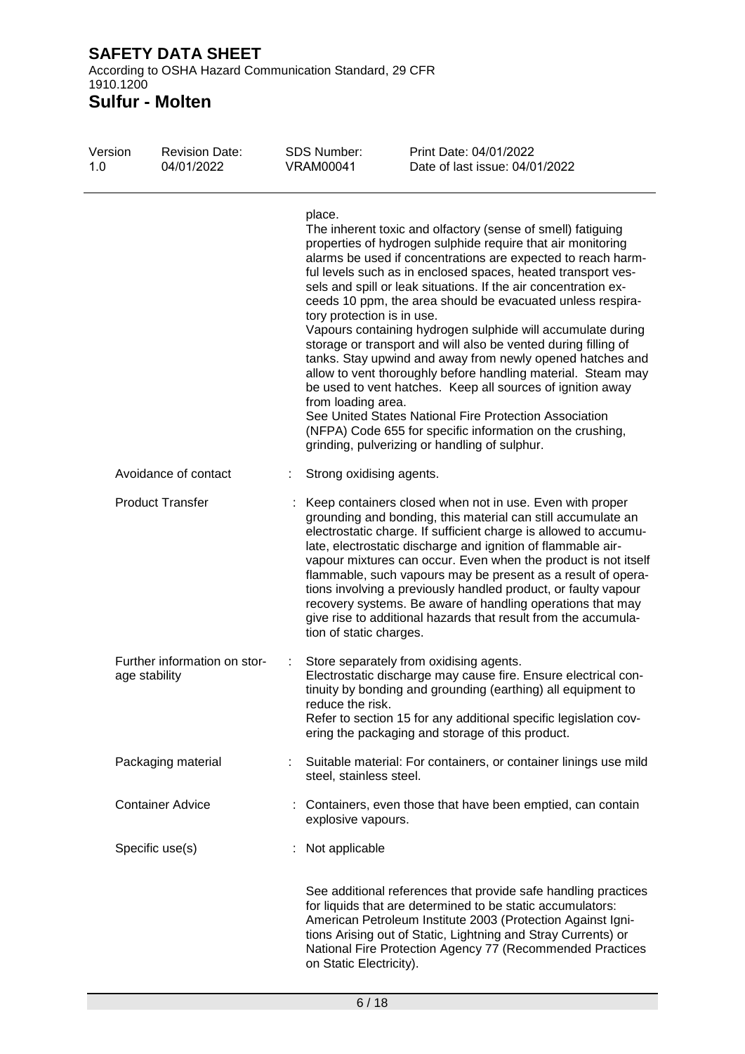place.

The inherent toxic and olfactory (sense of smell) fatiguing properties of hydrogen sulphide require that air monitoring alarms be used if concentrations are expected to reach harmful levels such as in enclosed spaces, heated transport vessels and spill or leak situations. If the air concentration exceeds 10 ppm, the area should be evacuated unless respiratory protection is in use.

Vapours containing hydrogen sulphide will accumulate during storage or transport and will also be vented during filling of tanks. Stay upwind and away from newly opened hatches and allow to vent thoroughly before handling material. Steam may be used to vent hatches. Keep all sources of ignition away from loading area.

See United States National Fire Protection Association (NFPA) Code 655 for specific information on the crushing, grinding, pulverizing or handling of sulphur.

| | | |
|---|---|---|
| Avoidance of contact | : | Strong oxidising agents. |
| Product Transfer | : | Keep containers closed when not in use. Even with proper grounding and bonding, this material can still accumulate an electrostatic charge. If sufficient charge is allowed to accumulate, electrostatic discharge and ignition of flammable air-vapour mixtures can occur. Even when the product is not itself flammable, such vapours may be present as a result of operations involving a previously handled product, or faulty vapour recovery systems. Be aware of handling operations that may give rise to additional hazards that result from the accumulation of static charges. |
| Further information on storage stability | : | Store separately from oxidising agents. Electrostatic discharge may cause fire. Ensure electrical continuity by bonding and grounding (earthing) all equipment to reduce the risk. Refer to section 15 for any additional specific legislation covering the packaging and storage of this product. |
| Packaging material | : | Suitable material: For containers, or container linings use mild steel, stainless steel. |
| Container Advice | : | Containers, even those that have been emptied, can contain explosive vapours. |
| Specific use(s) | : | Not applicable |

See additional references that provide safe handling practices for liquids that are determined to be static accumulators: American Petroleum Institute 2003 (Protection Against Ignitions Arising out of Static, Lightning and Stray Currents) or National Fire Protection Agency 77 (Recommended Practices on Static Electricity).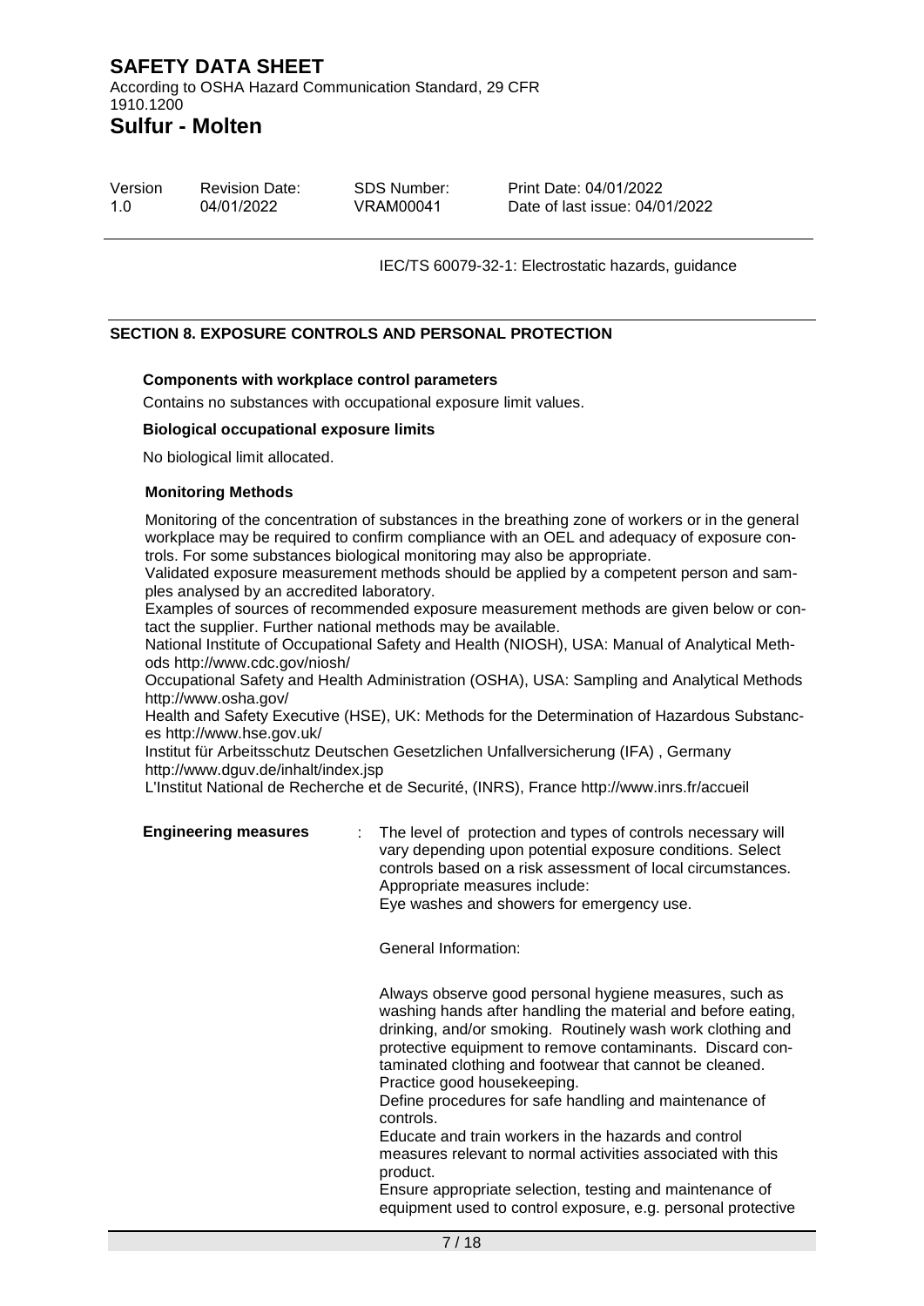IEC/TS 60079-32-1: Electrostatic hazards, guidance

## SECTION 8. EXPOSURE CONTROLS AND PERSONAL PROTECTION

**Components with workplace control parameters**

Contains no substances with occupational exposure limit values.

**Biological occupational exposure limits**

No biological limit allocated.

**Monitoring Methods**

Monitoring of the concentration of substances in the breathing zone of workers or in the general workplace may be required to confirm compliance with an OEL and adequacy of exposure controls. For some substances biological monitoring may also be appropriate.
Validated exposure measurement methods should be applied by a competent person and samples analysed by an accredited laboratory.
Examples of sources of recommended exposure measurement methods are given below or contact the supplier. Further national methods may be available.
National Institute of Occupational Safety and Health (NIOSH), USA: Manual of Analytical Methods http://www.cdc.gov/niosh/
Occupational Safety and Health Administration (OSHA), USA: Sampling and Analytical Methods http://www.osha.gov/
Health and Safety Executive (HSE), UK: Methods for the Determination of Hazardous Substances http://www.hse.gov.uk/
Institut für Arbeitsschutz Deutschen Gesetzlichen Unfallversicherung (IFA) , Germany http://www.dguv.de/inhalt/index.jsp
L'Institut National de Recherche et de Securité, (INRS), France http://www.inrs.fr/accueil

**Engineering measures** : The level of protection and types of controls necessary will vary depending upon potential exposure conditions. Select controls based on a risk assessment of local circumstances. Appropriate measures include:
Eye washes and showers for emergency use.

General Information:

Always observe good personal hygiene measures, such as washing hands after handling the material and before eating, drinking, and/or smoking. Routinely wash work clothing and protective equipment to remove contaminants. Discard contaminated clothing and footwear that cannot be cleaned. Practice good housekeeping.
Define procedures for safe handling and maintenance of controls.
Educate and train workers in the hazards and control measures relevant to normal activities associated with this product.
Ensure appropriate selection, testing and maintenance of equipment used to control exposure, e.g. personal protective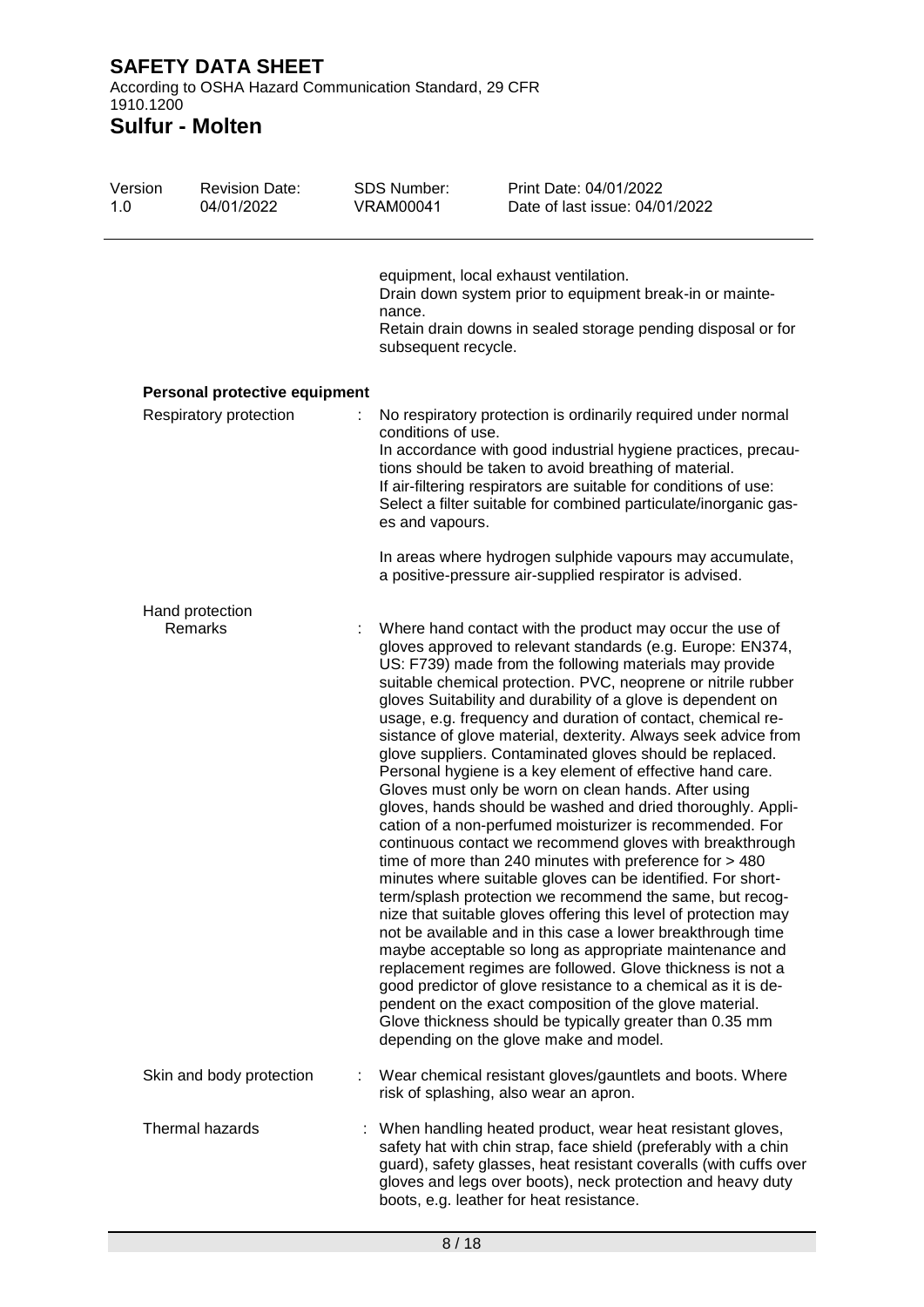equipment, local exhaust ventilation.
Drain down system prior to equipment break-in or maintenance.
Retain drain downs in sealed storage pending disposal or for subsequent recycle.

**Personal protective equipment**

Respiratory protection : No respiratory protection is ordinarily required under normal conditions of use.
In accordance with good industrial hygiene practices, precautions should be taken to avoid breathing of material.
If air-filtering respirators are suitable for conditions of use: Select a filter suitable for combined particulate/inorganic gases and vapours.

In areas where hydrogen sulphide vapours may accumulate, a positive-pressure air-supplied respirator is advised.

Hand protection

Remarks : Where hand contact with the product may occur the use of gloves approved to relevant standards (e.g. Europe: EN374, US: F739) made from the following materials may provide suitable chemical protection. PVC, neoprene or nitrile rubber gloves Suitability and durability of a glove is dependent on usage, e.g. frequency and duration of contact, chemical resistance of glove material, dexterity. Always seek advice from glove suppliers. Contaminated gloves should be replaced. Personal hygiene is a key element of effective hand care. Gloves must only be worn on clean hands. After using gloves, hands should be washed and dried thoroughly. Application of a non-perfumed moisturizer is recommended. For continuous contact we recommend gloves with breakthrough time of more than 240 minutes with preference for > 480 minutes where suitable gloves can be identified. For short-term/splash protection we recommend the same, but recognize that suitable gloves offering this level of protection may not be available and in this case a lower breakthrough time maybe acceptable so long as appropriate maintenance and replacement regimes are followed. Glove thickness is not a good predictor of glove resistance to a chemical as it is dependent on the exact composition of the glove material. Glove thickness should be typically greater than 0.35 mm depending on the glove make and model.

Skin and body protection : Wear chemical resistant gloves/gauntlets and boots. Where risk of splashing, also wear an apron.

Thermal hazards : When handling heated product, wear heat resistant gloves, safety hat with chin strap, face shield (preferably with a chin guard), safety glasses, heat resistant coveralls (with cuffs over gloves and legs over boots), neck protection and heavy duty boots, e.g. leather for heat resistance.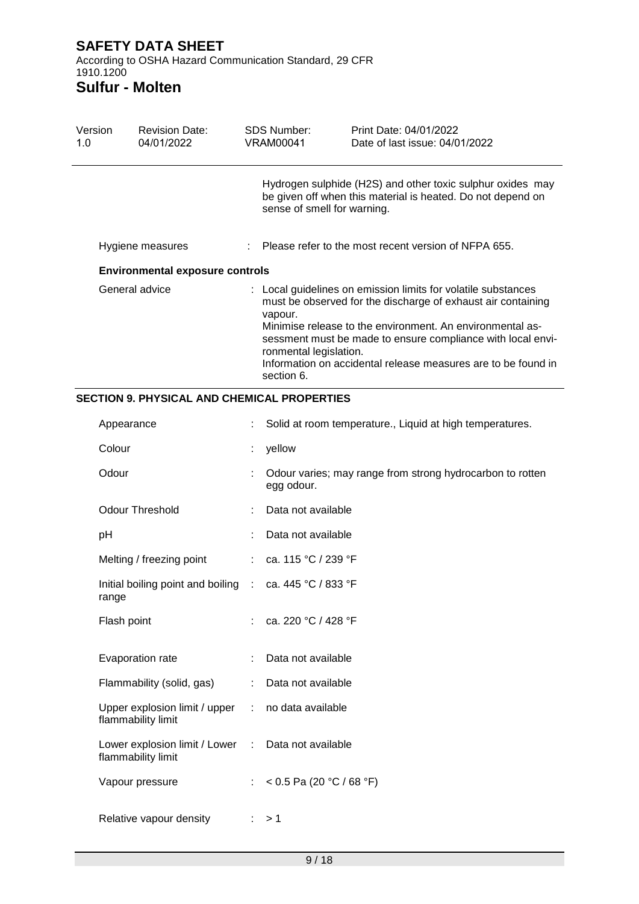Hydrogen sulphide (H2S) and other toxic sulphur oxides may be given off when this material is heated. Do not depend on sense of smell for warning.

| | | |
|---|---|---|
| Hygiene measures | : | Please refer to the most recent version of NFPA 655. |

**Environmental exposure controls**

| | | |
|---|---|---|
| General advice | : | Local guidelines on emission limits for volatile substances must be observed for the discharge of exhaust air containing vapour. Minimise release to the environment. An environmental assessment must be made to ensure compliance with local environmental legislation. Information on accidental release measures are to be found in section 6. |

## SECTION 9. PHYSICAL AND CHEMICAL PROPERTIES

| | | |
|---|---|---|
| Appearance | : | Solid at room temperature., Liquid at high temperatures. |
| Colour | : | yellow |
| Odour | : | Odour varies; may range from strong hydrocarbon to rotten egg odour. |
| Odour Threshold | : | Data not available |
| pH | : | Data not available |
| Melting / freezing point | : | ca. 115 °C / 239 °F |
| Initial boiling point and boiling range | : | ca. 445 °C / 833 °F |
| Flash point | : | ca. 220 °C / 428 °F |
| Evaporation rate | : | Data not available |
| Flammability (solid, gas) | : | Data not available |
| Upper explosion limit / upper flammability limit | : | no data available |
| Lower explosion limit / Lower flammability limit | : | Data not available |
| Vapour pressure | : | < 0.5 Pa (20 °C / 68 °F) |
| Relative vapour density | : | > 1 |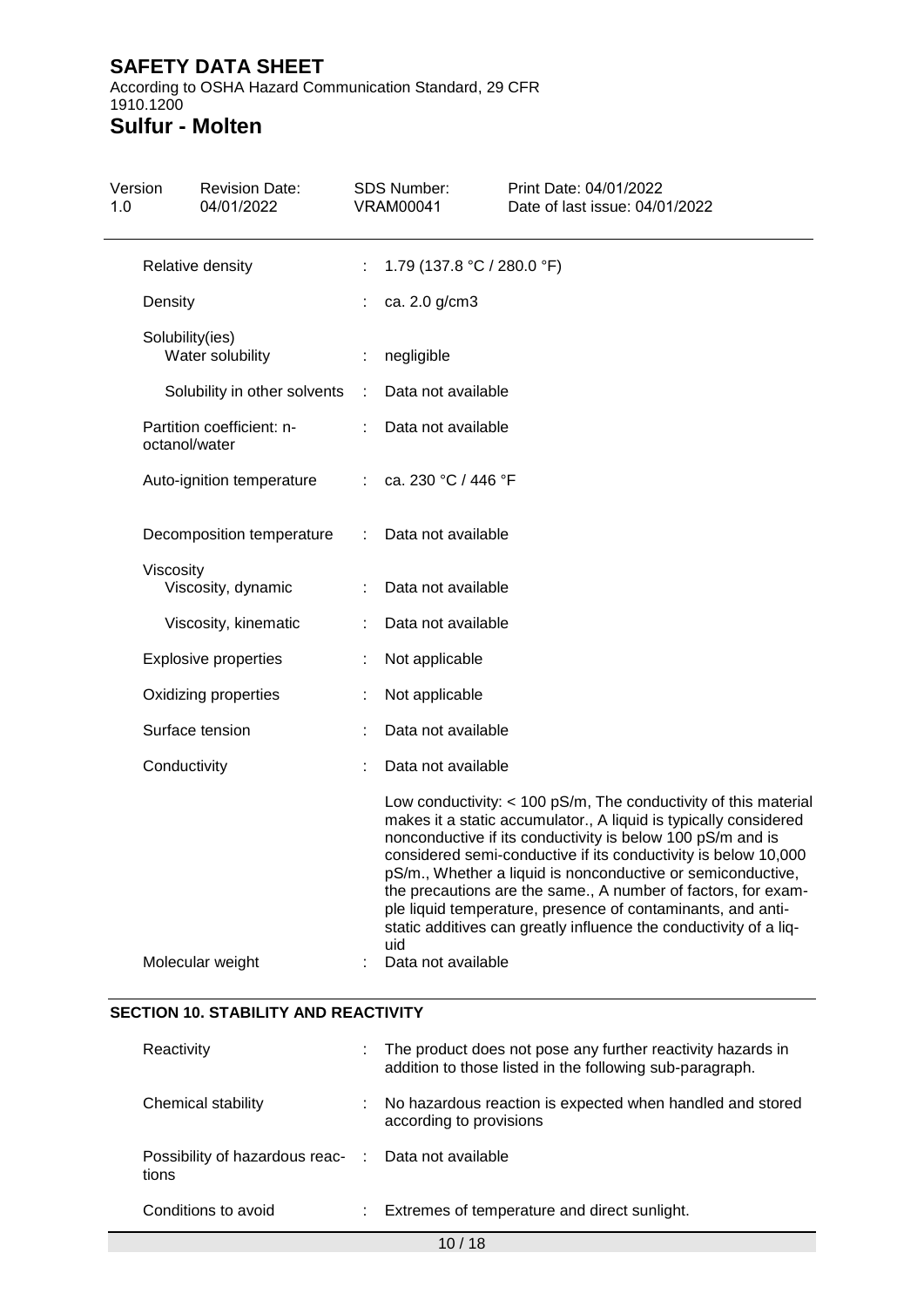# SAFETY DATA SHEET

According to OSHA Hazard Communication Standard, 29 CFR 1910.1200

# Sulfur - Molten

| Version | Revision Date: | SDS Number: | Print Date: 04/01/2022 |
|---|---|---|---|
| 1.0 | 04/01/2022 | VRAM00041 | Date of last issue: 04/01/2022 |

| | | |
|---|---|---|
| Relative density | : | 1.79 (137.8 °C / 280.0 °F) |
| Density | : | ca. 2.0 g/cm3 |
| Solubility(ies) | | |
| Water solubility | : | negligible |
| Solubility in other solvents | : | Data not available |
| Partition coefficient: n-octanol/water | : | Data not available |
| Auto-ignition temperature | : | ca. 230 °C / 446 °F |
| Decomposition temperature | : | Data not available |
| Viscosity | | |
| Viscosity, dynamic | : | Data not available |
| Viscosity, kinematic | : | Data not available |
| Explosive properties | : | Not applicable |
| Oxidizing properties | : | Not applicable |
| Surface tension | : | Data not available |
| Conductivity | : | Data not available |
| | | Low conductivity: < 100 pS/m, The conductivity of this material makes it a static accumulator., A liquid is typically considered nonconductive if its conductivity is below 100 pS/m and is considered semi-conductive if its conductivity is below 10,000 pS/m., Whether a liquid is nonconductive or semiconductive, the precautions are the same., A number of factors, for example liquid temperature, presence of contaminants, and anti-static additives can greatly influence the conductivity of a liquid |
| Molecular weight | : | Data not available |

## SECTION 10. STABILITY AND REACTIVITY

| | | |
|---|---|---|
| Reactivity | : | The product does not pose any further reactivity hazards in addition to those listed in the following sub-paragraph. |
| Chemical stability | : | No hazardous reaction is expected when handled and stored according to provisions |
| Possibility of hazardous reactions | : | Data not available |
| Conditions to avoid | : | Extremes of temperature and direct sunlight. |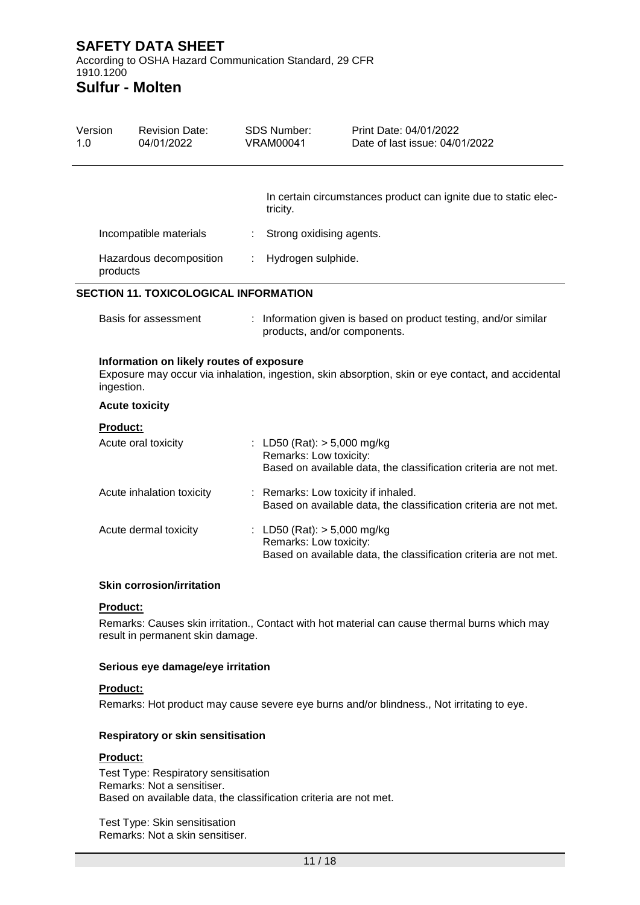In certain circumstances product can ignite due to static electricity.

| | |
|---|---|
| Incompatible materials | : Strong oxidising agents. |
| Hazardous decomposition products | : Hydrogen sulphide. |

## SECTION 11. TOXICOLOGICAL INFORMATION

| | |
|---|---|
| Basis for assessment | : Information given is based on product testing, and/or similar products, and/or components. |

**Information on likely routes of exposure**

Exposure may occur via inhalation, ingestion, skin absorption, skin or eye contact, and accidental ingestion.

**Acute toxicity**

**Product:**

| | |
|---|---|
| Acute oral toxicity | : LD50 (Rat): > 5,000 mg/kg<br>Remarks: Low toxicity:<br>Based on available data, the classification criteria are not met. |
| Acute inhalation toxicity | : Remarks: Low toxicity if inhaled.<br>Based on available data, the classification criteria are not met. |
| Acute dermal toxicity | : LD50 (Rat): > 5,000 mg/kg<br>Remarks: Low toxicity:<br>Based on available data, the classification criteria are not met. |

**Skin corrosion/irritation**

**Product:**

Remarks: Causes skin irritation., Contact with hot material can cause thermal burns which may result in permanent skin damage.

**Serious eye damage/eye irritation**

**Product:**

Remarks: Hot product may cause severe eye burns and/or blindness., Not irritating to eye.

**Respiratory or skin sensitisation**

**Product:**

Test Type: Respiratory sensitisation
Remarks: Not a sensitiser.
Based on available data, the classification criteria are not met.

Test Type: Skin sensitisation
Remarks: Not a skin sensitiser.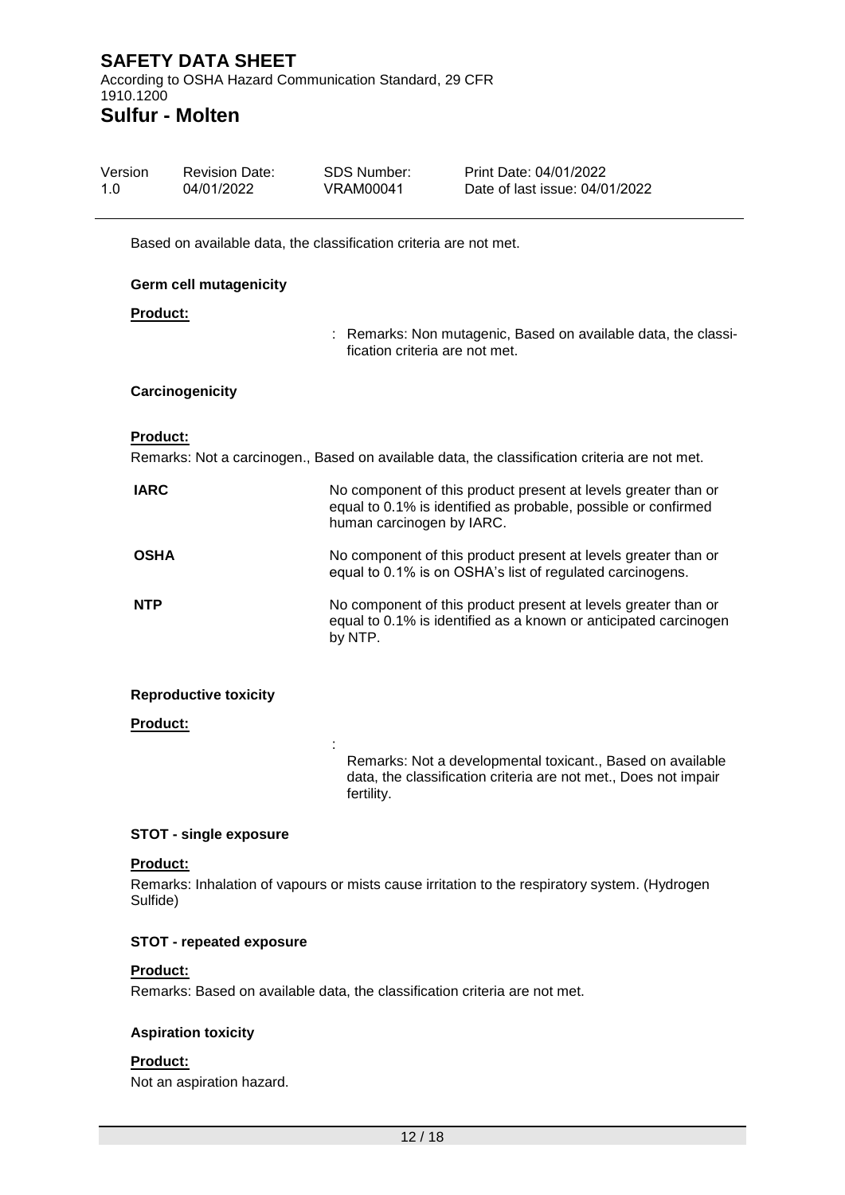Based on available data, the classification criteria are not met.

**Germ cell mutagenicity**

**Product:**

: Remarks: Non mutagenic, Based on available data, the classification criteria are not met.

**Carcinogenicity**

**Product:**

Remarks: Not a carcinogen., Based on available data, the classification criteria are not met.

| | |
|---|---|
| **IARC** | No component of this product present at levels greater than or equal to 0.1% is identified as probable, possible or confirmed human carcinogen by IARC. |
| **OSHA** | No component of this product present at levels greater than or equal to 0.1% is on OSHA's list of regulated carcinogens. |
| **NTP** | No component of this product present at levels greater than or equal to 0.1% is identified as a known or anticipated carcinogen by NTP. |

**Reproductive toxicity**

**Product:**

: Remarks: Not a developmental toxicant., Based on available data, the classification criteria are not met., Does not impair fertility.

**STOT - single exposure**

**Product:**

Remarks: Inhalation of vapours or mists cause irritation to the respiratory system. (Hydrogen Sulfide)

**STOT - repeated exposure**

**Product:**

Remarks: Based on available data, the classification criteria are not met.

**Aspiration toxicity**

**Product:**

Not an aspiration hazard.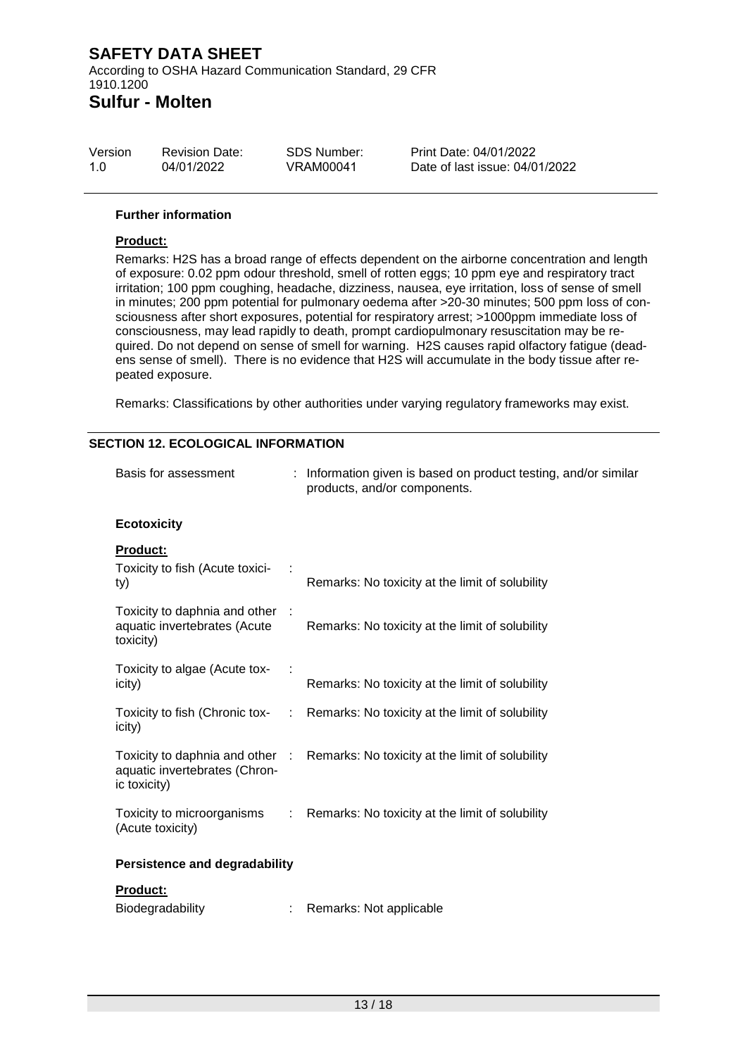#### Further information

**Product:**

Remarks: H2S has a broad range of effects dependent on the airborne concentration and length of exposure: 0.02 ppm odour threshold, smell of rotten eggs; 10 ppm eye and respiratory tract irritation; 100 ppm coughing, headache, dizziness, nausea, eye irritation, loss of sense of smell in minutes; 200 ppm potential for pulmonary oedema after >20-30 minutes; 500 ppm loss of consciousness after short exposures, potential for respiratory arrest; >1000ppm immediate loss of consciousness, may lead rapidly to death, prompt cardiopulmonary resuscitation may be required. Do not depend on sense of smell for warning. H2S causes rapid olfactory fatigue (deadens sense of smell). There is no evidence that H2S will accumulate in the body tissue after repeated exposure.

Remarks: Classifications by other authorities under varying regulatory frameworks may exist.

## SECTION 12. ECOLOGICAL INFORMATION

Basis for assessment : Information given is based on product testing, and/or similar products, and/or components.

### Ecotoxicity

**Product:**

| | |
|---|---|
| Toxicity to fish (Acute toxicity) : | Remarks: No toxicity at the limit of solubility |
| Toxicity to daphnia and other aquatic invertebrates (Acute toxicity) : | Remarks: No toxicity at the limit of solubility |
| Toxicity to algae (Acute toxicity) : | Remarks: No toxicity at the limit of solubility |
| Toxicity to fish (Chronic toxicity) : | Remarks: No toxicity at the limit of solubility |
| Toxicity to daphnia and other aquatic invertebrates (Chronic toxicity) : | Remarks: No toxicity at the limit of solubility |
| Toxicity to microorganisms (Acute toxicity) : | Remarks: No toxicity at the limit of solubility |

### Persistence and degradability

**Product:**

Biodegradability : Remarks: Not applicable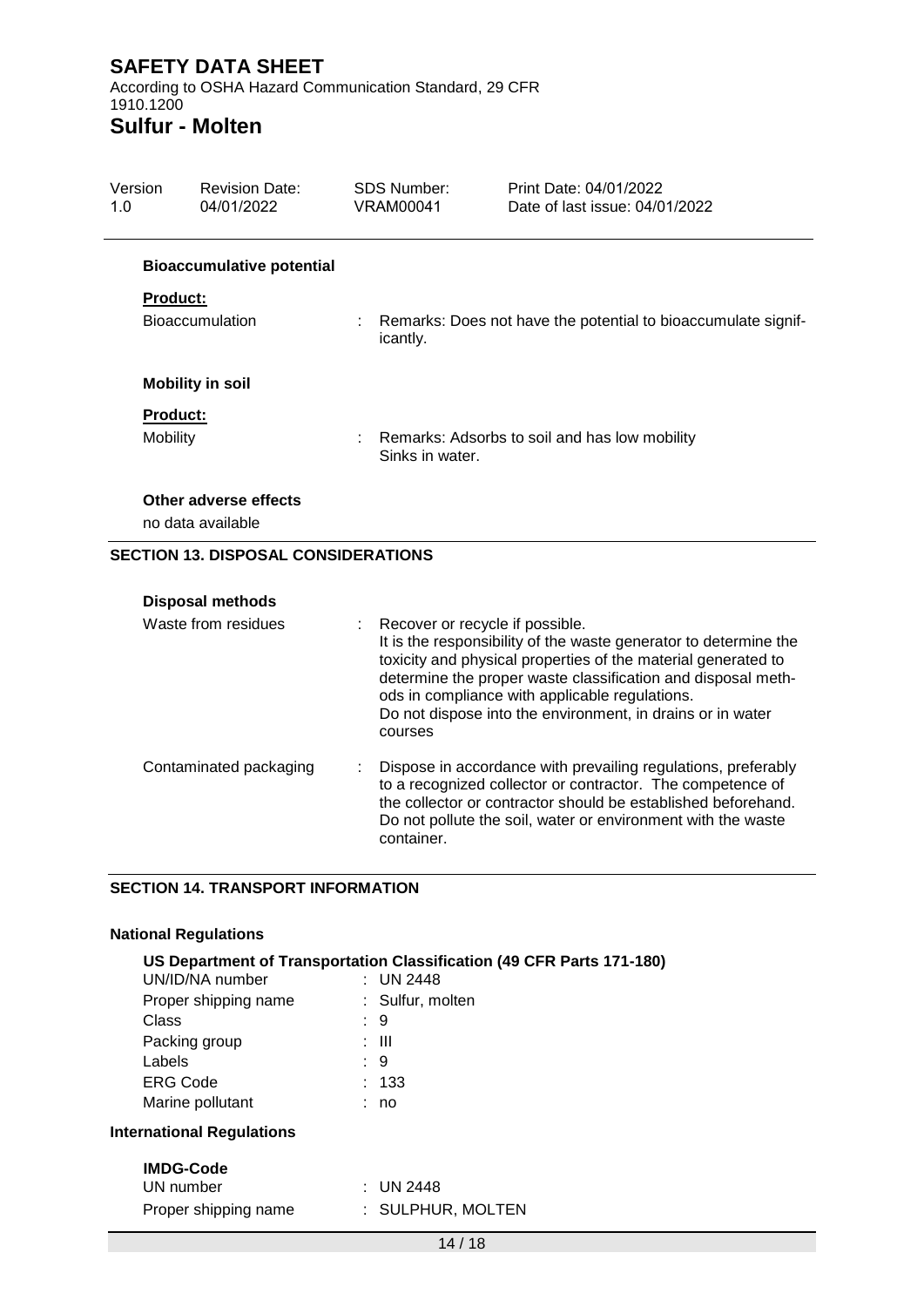**Bioaccumulative potential**

**Product:**

| | |
|---|---|
| Bioaccumulation | : Remarks: Does not have the potential to bioaccumulate significantly. |

**Mobility in soil**

**Product:**

| | |
|---|---|
| Mobility | : Remarks: Adsorbs to soil and has low mobility<br>Sinks in water. |

**Other adverse effects**

no data available

## SECTION 13. DISPOSAL CONSIDERATIONS

**Disposal methods**

| | |
|---|---|
| Waste from residues | : Recover or recycle if possible.<br>It is the responsibility of the waste generator to determine the toxicity and physical properties of the material generated to determine the proper waste classification and disposal methods in compliance with applicable regulations.<br>Do not dispose into the environment, in drains or in water courses |
| Contaminated packaging | : Dispose in accordance with prevailing regulations, preferably to a recognized collector or contractor. The competence of the collector or contractor should be established beforehand.<br>Do not pollute the soil, water or environment with the waste container. |

## SECTION 14. TRANSPORT INFORMATION

**National Regulations**

**US Department of Transportation Classification (49 CFR Parts 171-180)**

| | |
|---|---|
| UN/ID/NA number | : UN 2448 |
| Proper shipping name | : Sulfur, molten |
| Class | : 9 |
| Packing group | : III |
| Labels | : 9 |
| ERG Code | : 133 |
| Marine pollutant | : no |

**International Regulations**

**IMDG-Code**

| | |
|---|---|
| UN number | : UN 2448 |
| Proper shipping name | : SULPHUR, MOLTEN |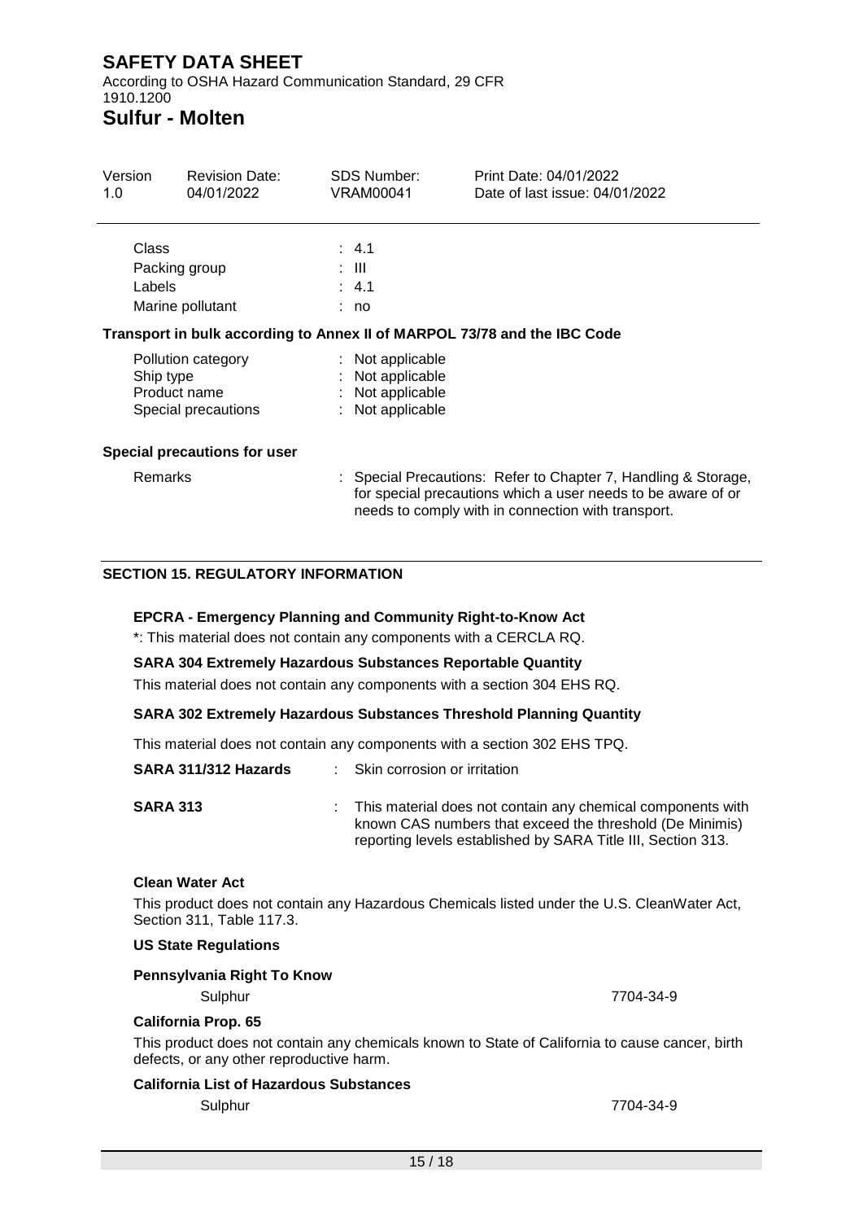| | |
|---|---|
| Class | : 4.1 |
| Packing group | : III |
| Labels | : 4.1 |
| Marine pollutant | : no |

**Transport in bulk according to Annex II of MARPOL 73/78 and the IBC Code**

| | |
|---|---|
| Pollution category | : Not applicable |
| Ship type | : Not applicable |
| Product name | : Not applicable |
| Special precautions | : Not applicable |

**Special precautions for user**

| | |
|---|---|
| Remarks | : Special Precautions: Refer to Chapter 7, Handling & Storage, for special precautions which a user needs to be aware of or needs to comply with in connection with transport. |

## SECTION 15. REGULATORY INFORMATION

**EPCRA - Emergency Planning and Community Right-to-Know Act**

*: This material does not contain any components with a CERCLA RQ.

**SARA 304 Extremely Hazardous Substances Reportable Quantity**

This material does not contain any components with a section 304 EHS RQ.

**SARA 302 Extremely Hazardous Substances Threshold Planning Quantity**

This material does not contain any components with a section 302 EHS TPQ.

| | |
|---|---|
| **SARA 311/312 Hazards** | : Skin corrosion or irritation |
| **SARA 313** | : This material does not contain any chemical components with known CAS numbers that exceed the threshold (De Minimis) reporting levels established by SARA Title III, Section 313. |

**Clean Water Act**

This product does not contain any Hazardous Chemicals listed under the U.S. CleanWater Act, Section 311, Table 117.3.

**US State Regulations**

**Pennsylvania Right To Know**

| | |
|---|---|
| Sulphur | 7704-34-9 |

**California Prop. 65**

This product does not contain any chemicals known to State of California to cause cancer, birth defects, or any other reproductive harm.

**California List of Hazardous Substances**

| | |
|---|---|
| Sulphur | 7704-34-9 |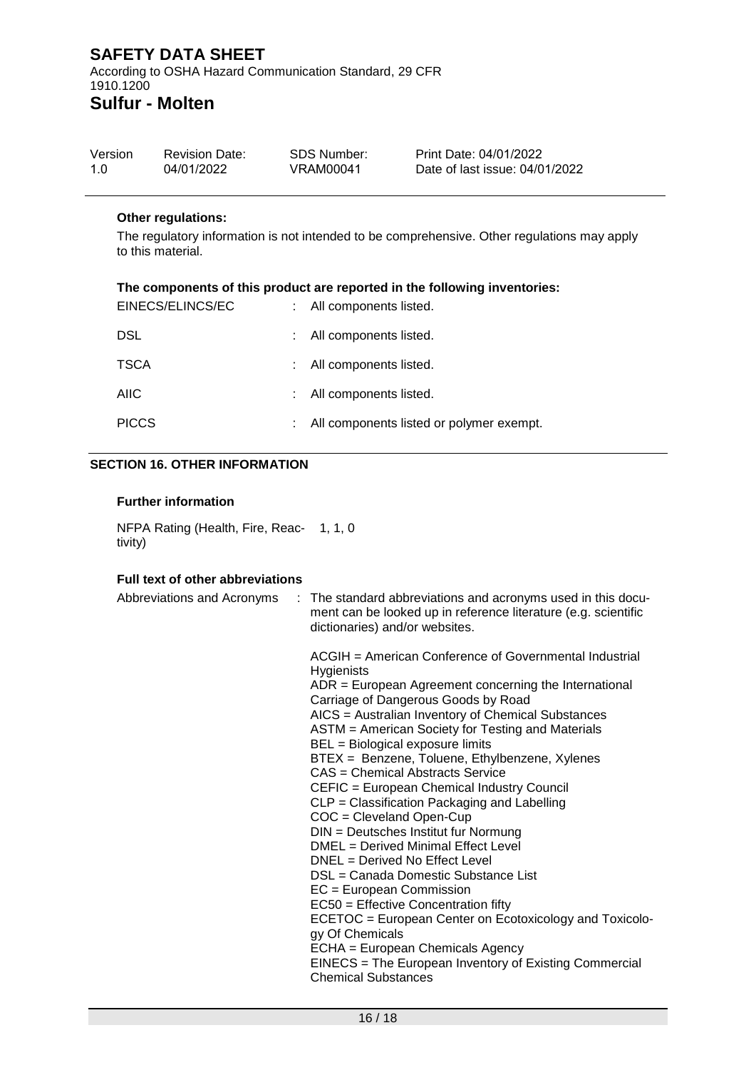**Other regulations:**

The regulatory information is not intended to be comprehensive. Other regulations may apply to this material.

**The components of this product are reported in the following inventories:**

| | | |
|---|---|---|
| EINECS/ELINCS/EC | : | All components listed. |
| DSL | : | All components listed. |
| TSCA | : | All components listed. |
| AIIC | : | All components listed. |
| PICCS | : | All components listed or polymer exempt. |

## SECTION 16. OTHER INFORMATION

**Further information**

NFPA Rating (Health, Fire, Reactivity) 1, 1, 0

**Full text of other abbreviations**

Abbreviations and Acronyms : The standard abbreviations and acronyms used in this document can be looked up in reference literature (e.g. scientific dictionaries) and/or websites.

ACGIH = American Conference of Governmental Industrial Hygienists
ADR = European Agreement concerning the International Carriage of Dangerous Goods by Road
AICS = Australian Inventory of Chemical Substances
ASTM = American Society for Testing and Materials
BEL = Biological exposure limits
BTEX = Benzene, Toluene, Ethylbenzene, Xylenes
CAS = Chemical Abstracts Service
CEFIC = European Chemical Industry Council
CLP = Classification Packaging and Labelling
COC = Cleveland Open-Cup
DIN = Deutsches Institut fur Normung
DMEL = Derived Minimal Effect Level
DNEL = Derived No Effect Level
DSL = Canada Domestic Substance List
EC = European Commission
EC50 = Effective Concentration fifty
ECETOC = European Center on Ecotoxicology and Toxicology Of Chemicals
ECHA = European Chemicals Agency
EINECS = The European Inventory of Existing Commercial Chemical Substances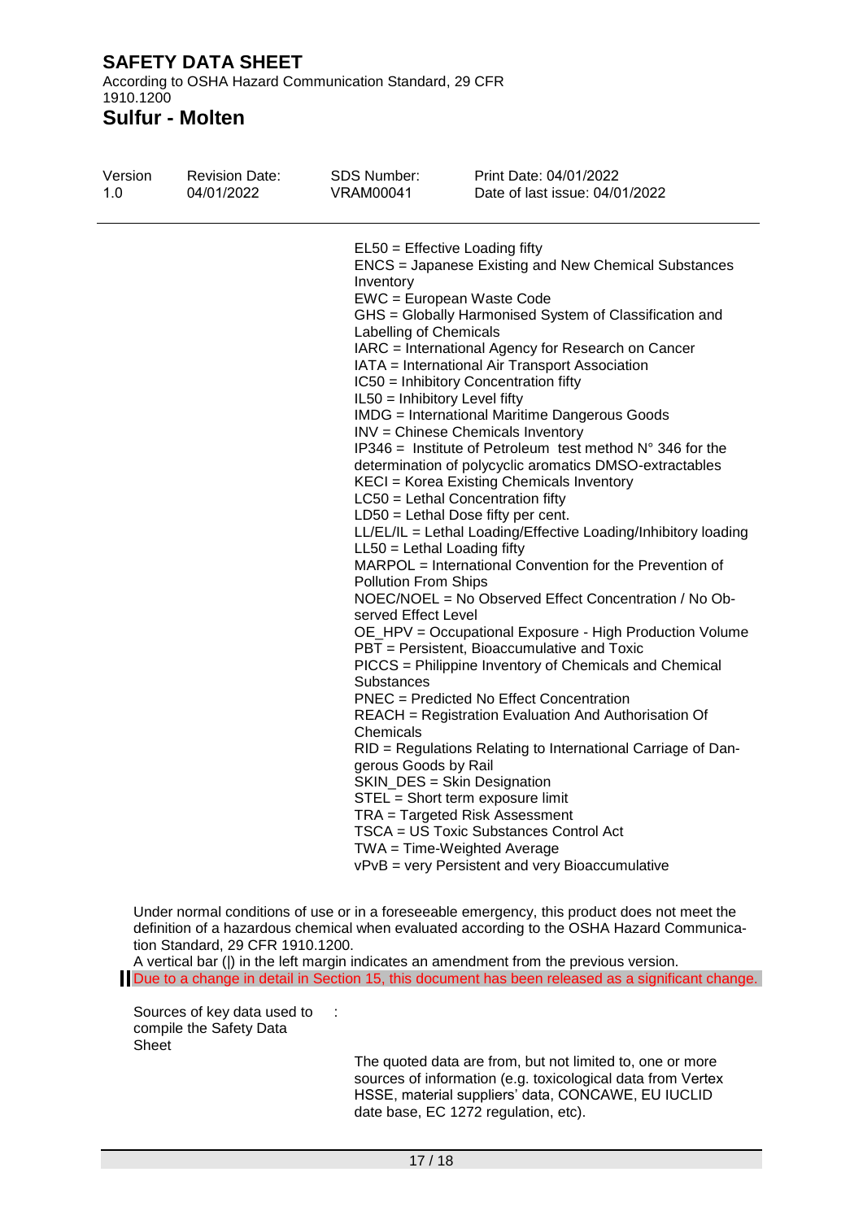EL50 = Effective Loading fifty
ENCS = Japanese Existing and New Chemical Substances Inventory
EWC = European Waste Code
GHS = Globally Harmonised System of Classification and Labelling of Chemicals
IARC = International Agency for Research on Cancer
IATA = International Air Transport Association
IC50 = Inhibitory Concentration fifty
IL50 = Inhibitory Level fifty
IMDG = International Maritime Dangerous Goods
INV = Chinese Chemicals Inventory
IP346 = Institute of Petroleum test method N° 346 for the determination of polycyclic aromatics DMSO-extractables
KECI = Korea Existing Chemicals Inventory
LC50 = Lethal Concentration fifty
LD50 = Lethal Dose fifty per cent.
LL/EL/IL = Lethal Loading/Effective Loading/Inhibitory loading
LL50 = Lethal Loading fifty
MARPOL = International Convention for the Prevention of Pollution From Ships
NOEC/NOEL = No Observed Effect Concentration / No Observed Effect Level
OE_HPV = Occupational Exposure - High Production Volume
PBT = Persistent, Bioaccumulative and Toxic
PICCS = Philippine Inventory of Chemicals and Chemical Substances
PNEC = Predicted No Effect Concentration
REACH = Registration Evaluation And Authorisation Of Chemicals
RID = Regulations Relating to International Carriage of Dangerous Goods by Rail
SKIN_DES = Skin Designation
STEL = Short term exposure limit
TRA = Targeted Risk Assessment
TSCA = US Toxic Substances Control Act
TWA = Time-Weighted Average
vPvB = very Persistent and very Bioaccumulative

Under normal conditions of use or in a foreseeable emergency, this product does not meet the definition of a hazardous chemical when evaluated according to the OSHA Hazard Communication Standard, 29 CFR 1910.1200.
A vertical bar (|) in the left margin indicates an amendment from the previous version.
Due to a change in detail in Section 15, this document has been released as a significant change.

Sources of key data used to compile the Safety Data Sheet :

The quoted data are from, but not limited to, one or more sources of information (e.g. toxicological data from Vertex HSSE, material suppliers' data, CONCAWE, EU IUCLID date base, EC 1272 regulation, etc).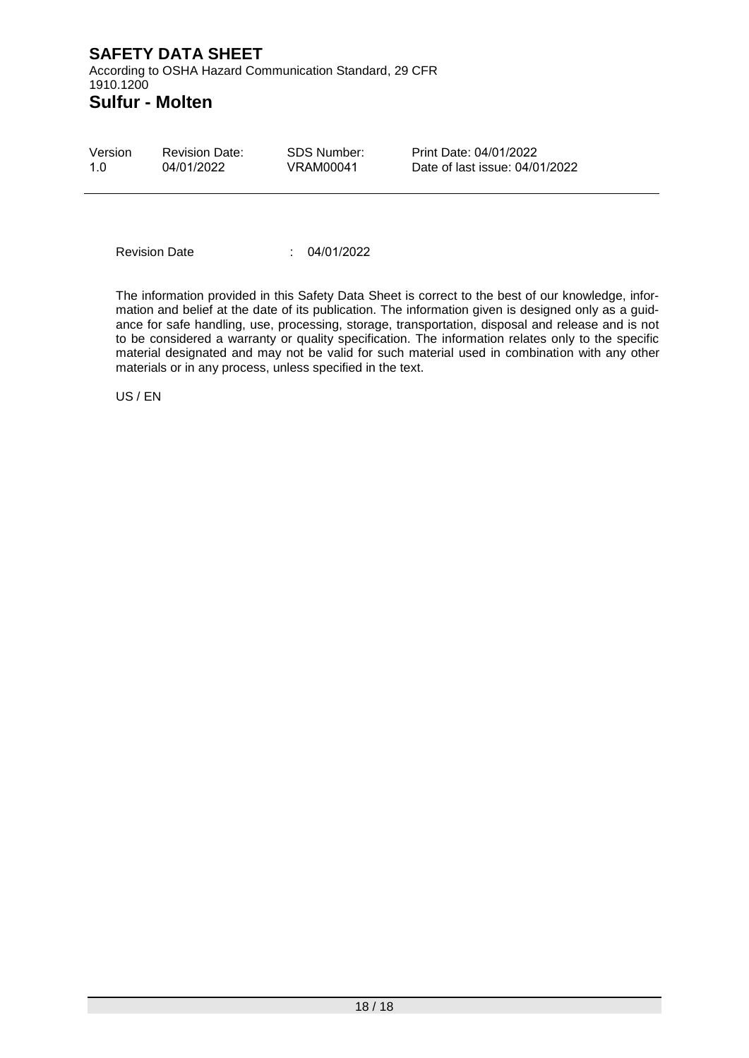Revision Date : 04/01/2022

The information provided in this Safety Data Sheet is correct to the best of our knowledge, information and belief at the date of its publication. The information given is designed only as a guidance for safe handling, use, processing, storage, transportation, disposal and release and is not to be considered a warranty or quality specification. The information relates only to the specific material designated and may not be valid for such material used in combination with any other materials or in any process, unless specified in the text.

US / EN